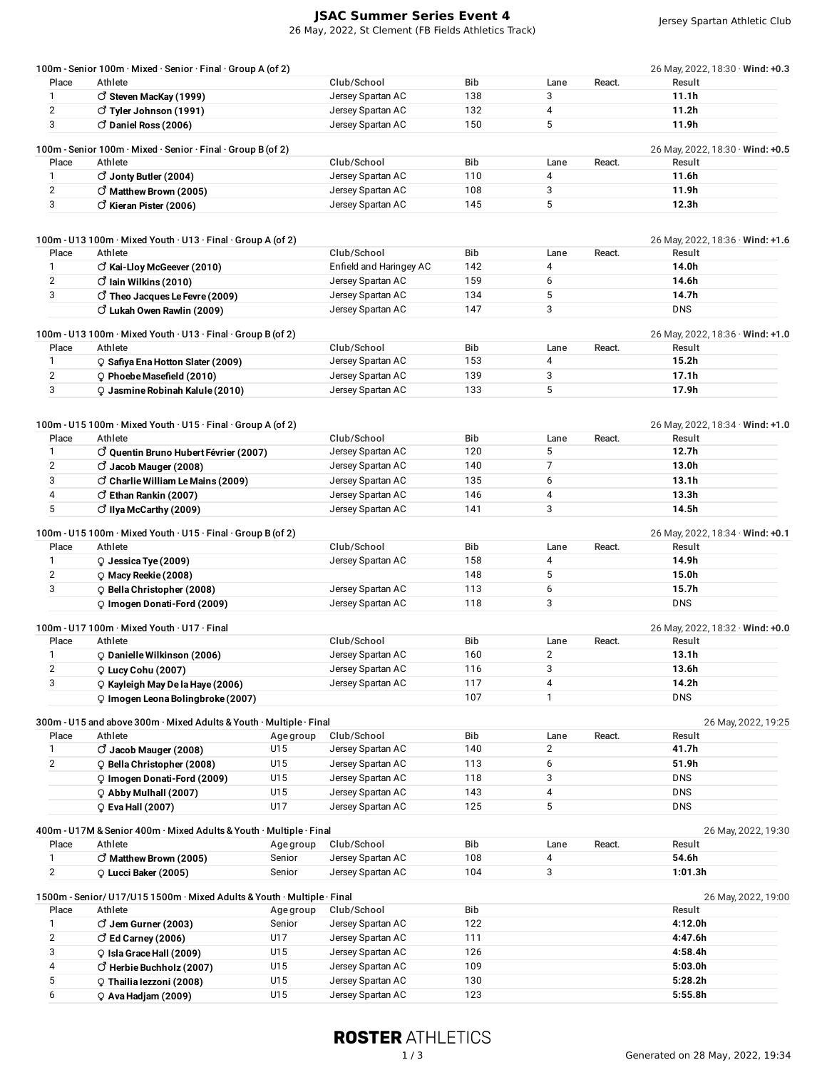# JSAC Summer Series Event 4

26 May, 2022, St Clement (FB Fields Athletics Track)

Jersey Spartan Athletic Club

### 100m - Senior 100m · Mixed · Senior · Final · Group A (of 2)

26 May, 2022, 18:30 · **Wind: +0.3**

| Place | Athlete | Club/School | Bib | Lane | React. | Result |
|---|---|---|---|---|---|---|
| 1 | ♂ **Steven MacKay (1999)** | Jersey Spartan AC | 138 | 3 | | **11.1h** |
| 2 | ♂ **Tyler Johnson (1991)** | Jersey Spartan AC | 132 | 4 | | **11.2h** |
| 3 | ♂ **Daniel Ross (2006)** | Jersey Spartan AC | 150 | 5 | | **11.9h** |

### 100m - Senior 100m · Mixed · Senior · Final · Group B (of 2)

26 May, 2022, 18:30 · **Wind: +0.5**

| Place | Athlete | Club/School | Bib | Lane | React. | Result |
|---|---|---|---|---|---|---|
| 1 | ♂ **Jonty Butler (2004)** | Jersey Spartan AC | 110 | 4 | | **11.6h** |
| 2 | ♂ **Matthew Brown (2005)** | Jersey Spartan AC | 108 | 3 | | **11.9h** |
| 3 | ♂ **Kieran Pister (2006)** | Jersey Spartan AC | 145 | 5 | | **12.3h** |

### 100m - U13 100m · Mixed Youth · U13 · Final · Group A (of 2)

26 May, 2022, 18:36 · **Wind: +1.6**

| Place | Athlete | Club/School | Bib | Lane | React. | Result |
|---|---|---|---|---|---|---|
| 1 | ♂ **Kai-Lloy McGeever (2010)** | Enfield and Haringey AC | 142 | 4 | | **14.0h** |
| 2 | ♂ **Iain Wilkins (2010)** | Jersey Spartan AC | 159 | 6 | | **14.6h** |
| 3 | ♂ **Theo Jacques Le Fevre (2009)** | Jersey Spartan AC | 134 | 5 | | **14.7h** |
| | ♂ **Lukah Owen Rawlin (2009)** | Jersey Spartan AC | 147 | 3 | | DNS |

### 100m - U13 100m · Mixed Youth · U13 · Final · Group B (of 2)

26 May, 2022, 18:36 · **Wind: +1.0**

| Place | Athlete | Club/School | Bib | Lane | React. | Result |
|---|---|---|---|---|---|---|
| 1 | ♀ **Safiya Ena Hotton Slater (2009)** | Jersey Spartan AC | 153 | 4 | | **15.2h** |
| 2 | ♀ **Phoebe Masefield (2010)** | Jersey Spartan AC | 139 | 3 | | **17.1h** |
| 3 | ♀ **Jasmine Robinah Kalule (2010)** | Jersey Spartan AC | 133 | 5 | | **17.9h** |

### 100m - U15 100m · Mixed Youth · U15 · Final · Group A (of 2)

26 May, 2022, 18:34 · **Wind: +1.0**

| Place | Athlete | Club/School | Bib | Lane | React. | Result |
|---|---|---|---|---|---|---|
| 1 | ♂ **Quentin Bruno Hubert Février (2007)** | Jersey Spartan AC | 120 | 5 | | **12.7h** |
| 2 | ♂ **Jacob Mauger (2008)** | Jersey Spartan AC | 140 | 7 | | **13.0h** |
| 3 | ♂ **Charlie William Le Mains (2009)** | Jersey Spartan AC | 135 | 6 | | **13.1h** |
| 4 | ♂ **Ethan Rankin (2007)** | Jersey Spartan AC | 146 | 4 | | **13.3h** |
| 5 | ♂ **Ilya McCarthy (2009)** | Jersey Spartan AC | 141 | 3 | | **14.5h** |

### 100m - U15 100m · Mixed Youth · U15 · Final · Group B (of 2)

26 May, 2022, 18:34 · **Wind: +0.1**

| Place | Athlete | Club/School | Bib | Lane | React. | Result |
|---|---|---|---|---|---|---|
| 1 | ♀ **Jessica Tye (2009)** | Jersey Spartan AC | 158 | 4 | | **14.9h** |
| 2 | ♀ **Macy Reekie (2008)** | | 148 | 5 | | **15.0h** |
| 3 | ♀ **Bella Christopher (2008)** | Jersey Spartan AC | 113 | 6 | | **15.7h** |
| | ♀ **Imogen Donati-Ford (2009)** | Jersey Spartan AC | 118 | 3 | | DNS |

### 100m - U17 100m · Mixed Youth · U17 · Final

26 May, 2022, 18:32 · **Wind: +0.0**

| Place | Athlete | Club/School | Bib | Lane | React. | Result |
|---|---|---|---|---|---|---|
| 1 | ♀ **Danielle Wilkinson (2006)** | Jersey Spartan AC | 160 | 2 | | **13.1h** |
| 2 | ♀ **Lucy Cohu (2007)** | Jersey Spartan AC | 116 | 3 | | **13.6h** |
| 3 | ♀ **Kayleigh May De la Haye (2006)** | Jersey Spartan AC | 117 | 4 | | **14.2h** |
| | ♀ **Imogen Leona Bolingbroke (2007)** | | 107 | 1 | | DNS |

### 300m - U15 and above 300m · Mixed Adults & Youth · Multiple · Final

26 May, 2022, 19:25

| Place | Athlete | Age group | Club/School | Bib | Lane | React. | Result |
|---|---|---|---|---|---|---|---|
| 1 | ♂ **Jacob Mauger (2008)** | U15 | Jersey Spartan AC | 140 | 2 | | **41.7h** |
| 2 | ♀ **Bella Christopher (2008)** | U15 | Jersey Spartan AC | 113 | 6 | | **51.9h** |
| | ♀ **Imogen Donati-Ford (2009)** | U15 | Jersey Spartan AC | 118 | 3 | | DNS |
| | ♀ **Abby Mulhall (2007)** | U15 | Jersey Spartan AC | 143 | 4 | | DNS |
| | ♀ **Eva Hall (2007)** | U17 | Jersey Spartan AC | 125 | 5 | | DNS |

### 400m - U17M & Senior 400m · Mixed Adults & Youth · Multiple · Final

26 May, 2022, 19:30

| Place | Athlete | Age group | Club/School | Bib | Lane | React. | Result |
|---|---|---|---|---|---|---|---|
| 1 | ♂ **Matthew Brown (2005)** | Senior | Jersey Spartan AC | 108 | 4 | | **54.6h** |
| 2 | ♀ **Lucci Baker (2005)** | Senior | Jersey Spartan AC | 104 | 3 | | **1:01.3h** |

### 1500m - Senior/ U17/U15 1500m · Mixed Adults & Youth · Multiple · Final

26 May, 2022, 19:00

| Place | Athlete | Age group | Club/School | Bib | Result |
|---|---|---|---|---|---|
| 1 | ♂ **Jem Gurner (2003)** | Senior | Jersey Spartan AC | 122 | **4:12.0h** |
| 2 | ♂ **Ed Carney (2006)** | U17 | Jersey Spartan AC | 111 | **4:47.6h** |
| 3 | ♀ **Isla Grace Hall (2009)** | U15 | Jersey Spartan AC | 126 | **4:58.4h** |
| 4 | ♂ **Herbie Buchholz (2007)** | U15 | Jersey Spartan AC | 109 | **5:03.0h** |
| 5 | ♀ **Thailia Iezzoni (2008)** | U15 | Jersey Spartan AC | 130 | **5:28.2h** |
| 6 | ♀ **Ava Hadjam (2009)** | U15 | Jersey Spartan AC | 123 | **5:55.8h** |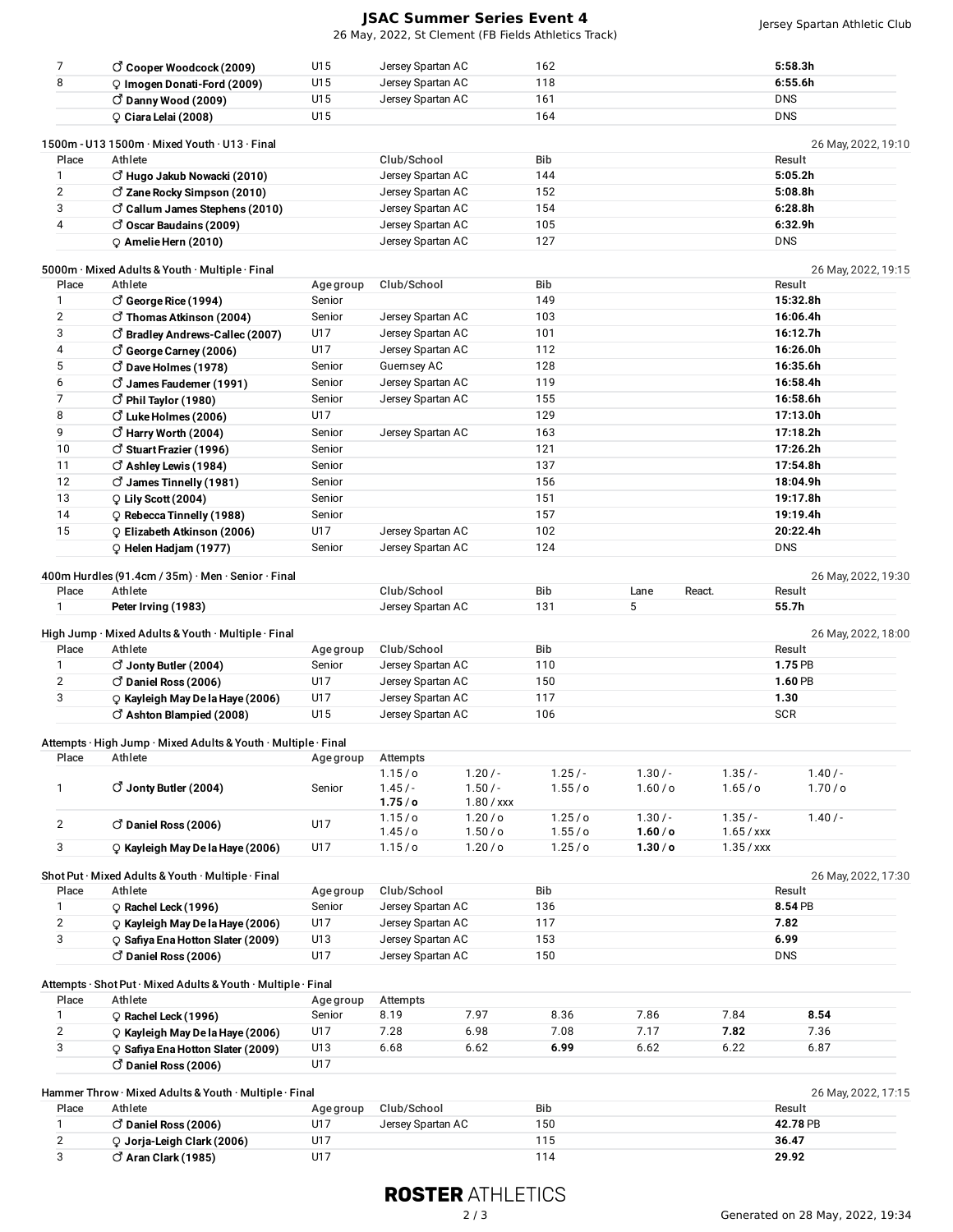| Place | Athlete | Age group | Club/School | Bib | Result |
|---|---|---|---|---|---|
| 7 | ♂ **Cooper Woodcock (2009)** | U15 | Jersey Spartan AC | 162 | **5:58.3h** |
| 8 | ♀ **Imogen Donati-Ford (2009)** | U15 | Jersey Spartan AC | 118 | **6:55.6h** |
| | ♂ **Danny Wood (2009)** | U15 | Jersey Spartan AC | 161 | DNS |
| | ♀ **Ciara Lelai (2008)** | U15 | | 164 | DNS |

1500m · U13 1500m · Mixed Youth · U13 · Final — 26 May, 2022, 19:10

| Place | Athlete | Club/School | Bib | Result |
|---|---|---|---|---|
| 1 | ♂ **Hugo Jakub Nowacki (2010)** | Jersey Spartan AC | 144 | **5:05.2h** |
| 2 | ♂ **Zane Rocky Simpson (2010)** | Jersey Spartan AC | 152 | **5:08.8h** |
| 3 | ♂ **Callum James Stephens (2010)** | Jersey Spartan AC | 154 | **6:28.8h** |
| 4 | ♂ **Oscar Baudains (2009)** | Jersey Spartan AC | 105 | **6:32.9h** |
| | ♀ **Amelie Hern (2010)** | Jersey Spartan AC | 127 | DNS |

5000m · Mixed Adults & Youth · Multiple · Final — 26 May, 2022, 19:15

| Place | Athlete | Age group | Club/School | Bib | Result |
|---|---|---|---|---|---|
| 1 | ♂ **George Rice (1994)** | Senior | | 149 | **15:32.8h** |
| 2 | ♂ **Thomas Atkinson (2004)** | Senior | Jersey Spartan AC | 103 | **16:06.4h** |
| 3 | ♂ **Bradley Andrews-Callec (2007)** | U17 | Jersey Spartan AC | 101 | **16:12.7h** |
| 4 | ♂ **George Carney (2006)** | U17 | Jersey Spartan AC | 112 | **16:26.0h** |
| 5 | ♂ **Dave Holmes (1978)** | Senior | Guernsey AC | 128 | **16:35.6h** |
| 6 | ♂ **James Faudemer (1991)** | Senior | Jersey Spartan AC | 119 | **16:58.4h** |
| 7 | ♂ **Phil Taylor (1980)** | Senior | Jersey Spartan AC | 155 | **16:58.6h** |
| 8 | ♂ **Luke Holmes (2006)** | U17 | | 129 | **17:13.0h** |
| 9 | ♂ **Harry Worth (2004)** | Senior | Jersey Spartan AC | 163 | **17:18.2h** |
| 10 | ♂ **Stuart Frazier (1996)** | Senior | | 121 | **17:26.2h** |
| 11 | ♂ **Ashley Lewis (1984)** | Senior | | 137 | **17:54.8h** |
| 12 | ♂ **James Tinnelly (1981)** | Senior | | 156 | **18:04.9h** |
| 13 | ♀ **Lily Scott (2004)** | Senior | | 151 | **19:17.8h** |
| 14 | ♀ **Rebecca Tinnelly (1988)** | Senior | | 157 | **19:19.4h** |
| 15 | ♀ **Elizabeth Atkinson (2006)** | U17 | Jersey Spartan AC | 102 | **20:22.4h** |
| | ♀ **Helen Hadjam (1977)** | Senior | Jersey Spartan AC | 124 | DNS |

400m Hurdles (91.4cm / 35m) · Men · Senior · Final — 26 May, 2022, 19:30

| Place | Athlete | Club/School | Bib | Lane | React. | Result |
|---|---|---|---|---|---|---|
| 1 | **Peter Irving (1983)** | Jersey Spartan AC | 131 | 5 | | **55.7h** |

High Jump · Mixed Adults & Youth · Multiple · Final — 26 May, 2022, 18:00

| Place | Athlete | Age group | Club/School | Bib | Result |
|---|---|---|---|---|---|
| 1 | ♂ **Jonty Butler (2004)** | Senior | Jersey Spartan AC | 110 | **1.75** PB |
| 2 | ♂ **Daniel Ross (2006)** | U17 | Jersey Spartan AC | 150 | **1.60** PB |
| 3 | ♀ **Kayleigh May De la Haye (2006)** | U17 | Jersey Spartan AC | 117 | **1.30** |
| | ♂ **Ashton Blampied (2008)** | U15 | Jersey Spartan AC | 106 | SCR |

Attempts · High Jump · Mixed Adults & Youth · Multiple · Final

| Place | Athlete | Age group | Attempts | | | | | |
|---|---|---|---|---|---|---|---|---|
| 1 | ♂ **Jonty Butler (2004)** | Senior | 1.15 / o | 1.20 / - | 1.25 / - | 1.30 / - | 1.35 / - | 1.40 / - |
| | | | 1.45 / - | 1.50 / - | 1.55 / o | 1.60 / o | 1.65 / o | 1.70 / o |
| | | | **1.75 / o** | 1.80 / xxx | | | | |
| 2 | ♂ **Daniel Ross (2006)** | U17 | 1.15 / o | 1.20 / o | 1.25 / o | 1.30 / - | 1.35 / - | 1.40 / - |
| | | | 1.45 / o | 1.50 / o | 1.55 / o | **1.60 / o** | 1.65 / xxx | |
| 3 | ♀ **Kayleigh May De la Haye (2006)** | U17 | 1.15 / o | 1.20 / o | 1.25 / o | **1.30 / o** | 1.35 / xxx | |

Shot Put · Mixed Adults & Youth · Multiple · Final — 26 May, 2022, 17:30

| Place | Athlete | Age group | Club/School | Bib | Result |
|---|---|---|---|---|---|
| 1 | ♀ **Rachel Leck (1996)** | Senior | Jersey Spartan AC | 136 | **8.54** PB |
| 2 | ♀ **Kayleigh May De la Haye (2006)** | U17 | Jersey Spartan AC | 117 | **7.82** |
| 3 | ♀ **Safiya Ena Hotton Slater (2009)** | U13 | Jersey Spartan AC | 153 | **6.99** |
| | ♂ **Daniel Ross (2006)** | U17 | Jersey Spartan AC | 150 | DNS |

Attempts · Shot Put · Mixed Adults & Youth · Multiple · Final

| Place | Athlete | Age group | Attempts | | | | | |
|---|---|---|---|---|---|---|---|---|
| 1 | ♀ **Rachel Leck (1996)** | Senior | 8.19 | 7.97 | 8.36 | 7.86 | 7.84 | **8.54** |
| 2 | ♀ **Kayleigh May De la Haye (2006)** | U17 | 7.28 | 6.98 | 7.08 | 7.17 | **7.82** | 7.36 |
| 3 | ♀ **Safiya Ena Hotton Slater (2009)** | U13 | 6.68 | 6.62 | **6.99** | 6.62 | 6.22 | 6.87 |
| | ♂ **Daniel Ross (2006)** | U17 | | | | | | |

Hammer Throw · Mixed Adults & Youth · Multiple · Final — 26 May, 2022, 17:15

| Place | Athlete | Age group | Club/School | Bib | Result |
|---|---|---|---|---|---|
| 1 | ♂ **Daniel Ross (2006)** | U17 | Jersey Spartan AC | 150 | **42.78** PB |
| 2 | ♀ **Jorja-Leigh Clark (2006)** | U17 | | 115 | **36.47** |
| 3 | ♂ **Aran Clark (1985)** | U17 | | 114 | **29.92** |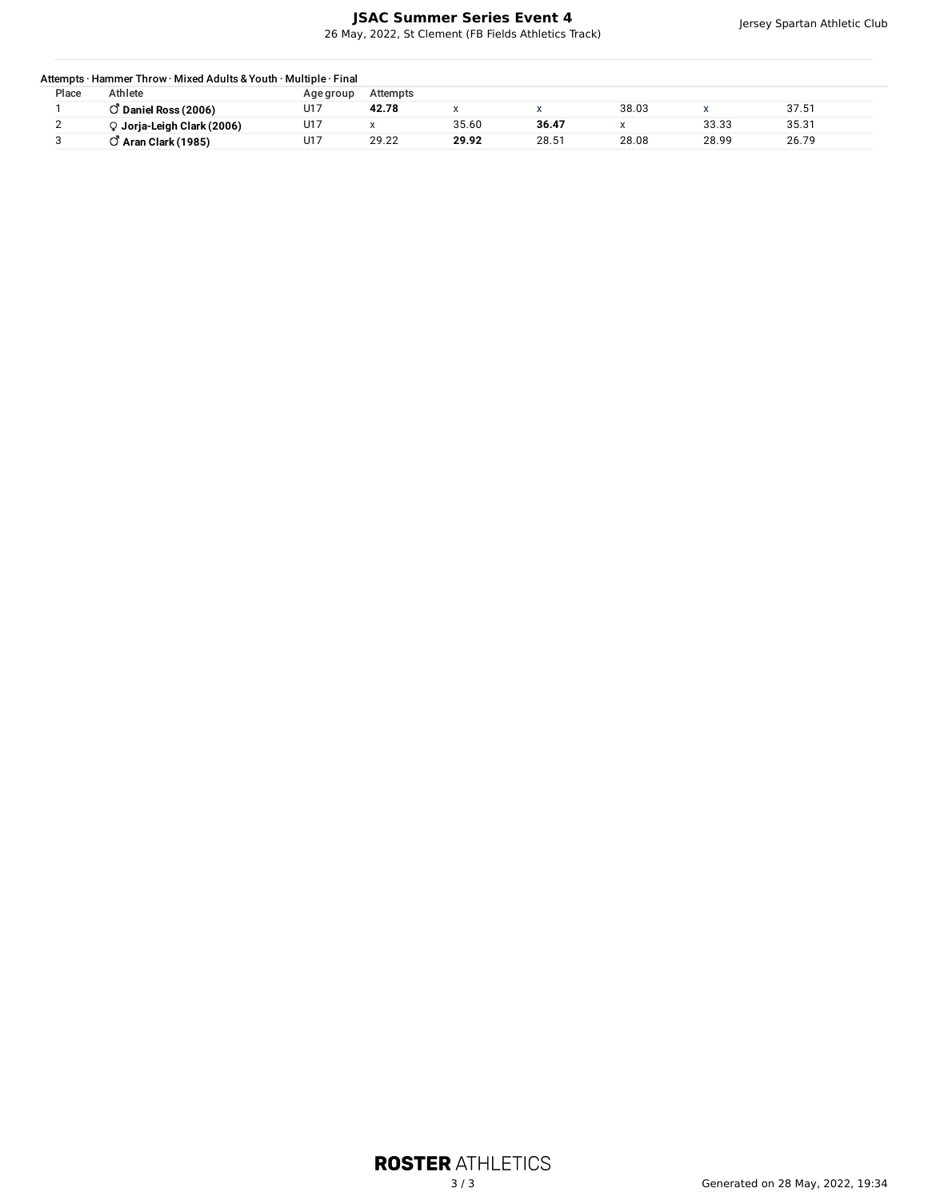# JSAC Summer Series Event 4

26 May, 2022, St Clement (FB Fields Athletics Track)

Jersey Spartan Athletic Club

Attempts · Hammer Throw · Mixed Adults & Youth · Multiple · Final

| Place | Athlete | Age group | Attempts | | | | | |
|---|---|---|---|---|---|---|---|---|
| 1 | ♂ **Daniel Ross (2006)** | U17 | **42.78** | x | x | 38.03 | x | 37.51 |
| 2 | ♀ **Jorja-Leigh Clark (2006)** | U17 | x | 35.60 | **36.47** | x | 33.33 | 35.31 |
| 3 | ♂ **Aran Clark (1985)** | U17 | 29.22 | **29.92** | 28.51 | 28.08 | 28.99 | 26.79 |

**ROSTER** ATHLETICS

Generated on 28 May, 2022, 19:34